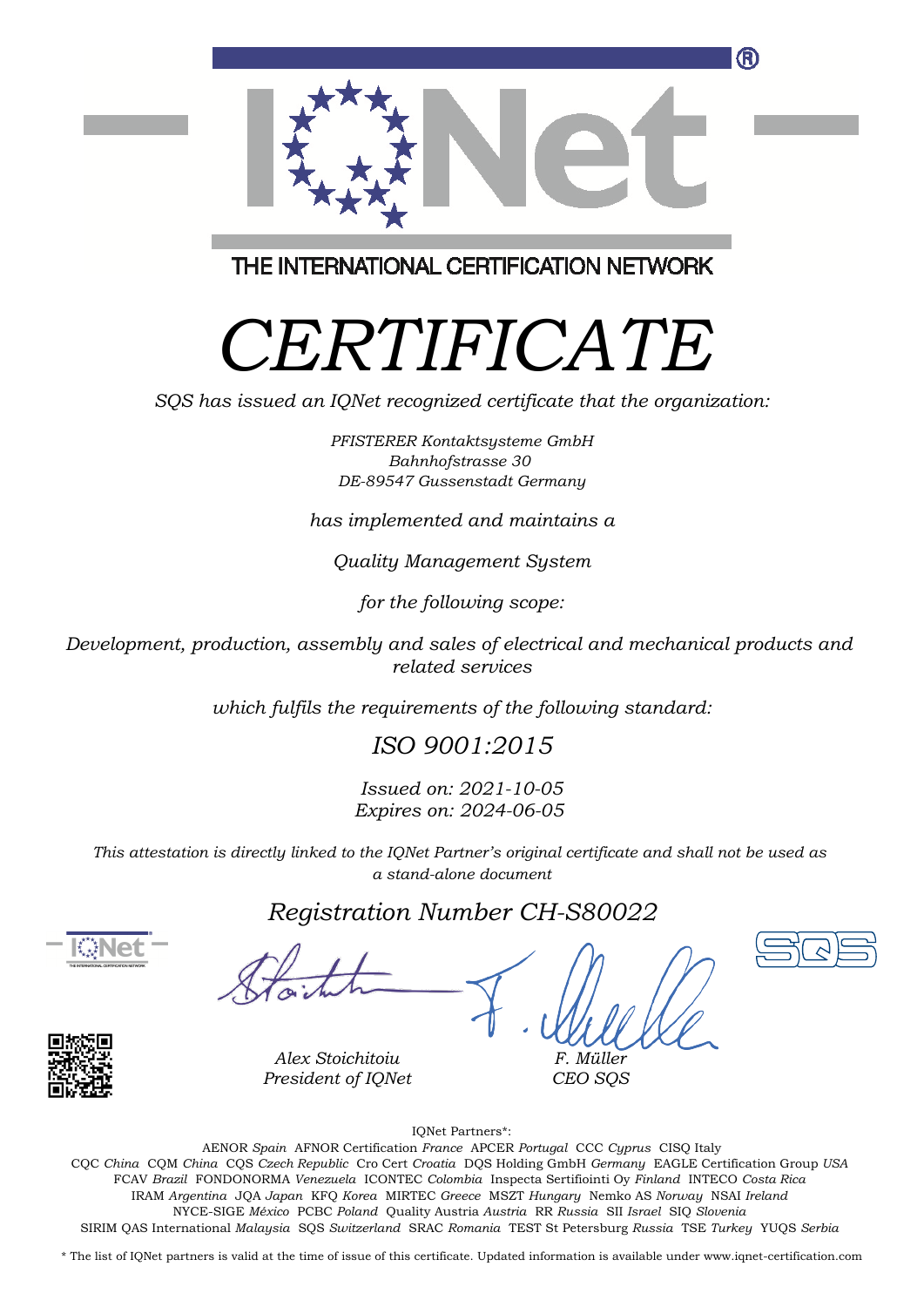IQNet

THE INTERNATIONAL CERTIFICATION NETWORK

# *CERTIFICATE*

*SQS has issued an IQNet recognized certificate that the organization:*

*PFISTERER Kontaktsysteme GmbH*
*Bahnhofstrasse 30*
*DE-89547 Gussenstadt Germany*

*has implemented and maintains a*

*Quality Management System*

*for the following scope:*

*Development, production, assembly and sales of electrical and mechanical products and related services*

*which fulfils the requirements of the following standard:*

*ISO 9001:2015*

*Issued on: 2021-10-05*
*Expires on: 2024-06-05*

*This attestation is directly linked to the IQNet Partner's original certificate and shall not be used as a stand-alone document*

*Registration Number CH-S80022*

*Alex Stoichitoiu*
*President of IQNet*

*F. Müller*
*CEO SQS*

IQNet Partners*:

AENOR *Spain* AFNOR Certification *France* APCER *Portugal* CCC *Cyprus* CISQ Italy
CQC *China* CQM *China* CQS *Czech Republic* Cro Cert *Croatia* DQS Holding GmbH *Germany* EAGLE Certification Group *USA*
FCAV *Brazil* FONDONORMA *Venezuela* ICONTEC *Colombia* Inspecta Sertifiointi Oy *Finland* INTECO *Costa Rica*
IRAM *Argentina* JQA *Japan* KFQ *Korea* MIRTEC *Greece* MSZT *Hungary* Nemko AS *Norway* NSAI *Ireland*
NYCE-SIGE *México* PCBC *Poland* Quality Austria *Austria* RR *Russia* SII *Israel* SIQ *Slovenia*
SIRIM QAS International *Malaysia* SQS *Switzerland* SRAC *Romania* TEST St Petersburg *Russia* TSE *Turkey* YUQS *Serbia*

* The list of IQNet partners is valid at the time of issue of this certificate. Updated information is available under www.iqnet-certification.com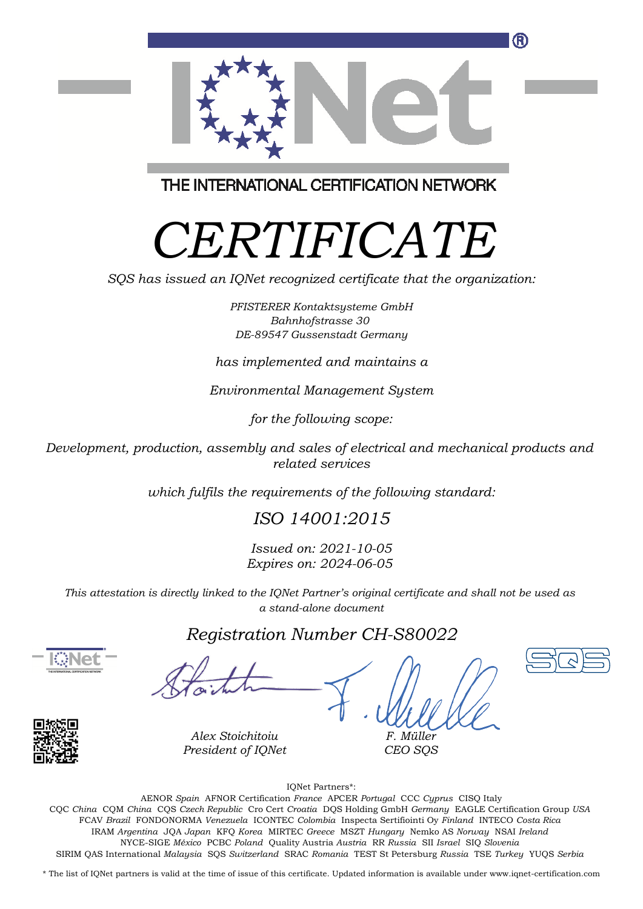THE INTERNATIONAL CERTIFICATION NETWORK

# CERTIFICATE

*SQS has issued an IQNet recognized certificate that the organization:*

*PFISTERER Kontaktsysteme GmbH*
*Bahnhofstrasse 30*
*DE-89547 Gussenstadt Germany*

*has implemented and maintains a*

*Environmental Management System*

*for the following scope:*

*Development, production, assembly and sales of electrical and mechanical products and related services*

*which fulfils the requirements of the following standard:*

## *ISO 14001:2015*

*Issued on: 2021-10-05*
*Expires on: 2024-06-05*

*This attestation is directly linked to the IQNet Partner's original certificate and shall not be used as a stand-alone document*

## *Registration Number CH-S80022*

*Alex Stoichitoiu*
*President of IQNet*

*F. Müller*
*CEO SQS*

IQNet Partners*:

AENOR *Spain* AFNOR Certification *France* APCER *Portugal* CCC *Cyprus* CISQ Italy
CQC *China* CQM *China* CQS *Czech Republic* Cro Cert *Croatia* DQS Holding GmbH *Germany* EAGLE Certification Group *USA*
FCAV *Brazil* FONDONORMA *Venezuela* ICONTEC *Colombia* Inspecta Sertifiointi Oy *Finland* INTECO *Costa Rica*
IRAM *Argentina* JQA *Japan* KFQ *Korea* MIRTEC *Greece* MSZT *Hungary* Nemko AS *Norway* NSAI *Ireland*
NYCE-SIGE *México* PCBC *Poland* Quality Austria *Austria* RR *Russia* SII *Israel* SIQ *Slovenia*
SIRIM QAS International *Malaysia* SQS *Switzerland* SRAC *Romania* TEST St Petersburg *Russia* TSE *Turkey* YUQS *Serbia*

* The list of IQNet partners is valid at the time of issue of this certificate. Updated information is available under www.iqnet-certification.com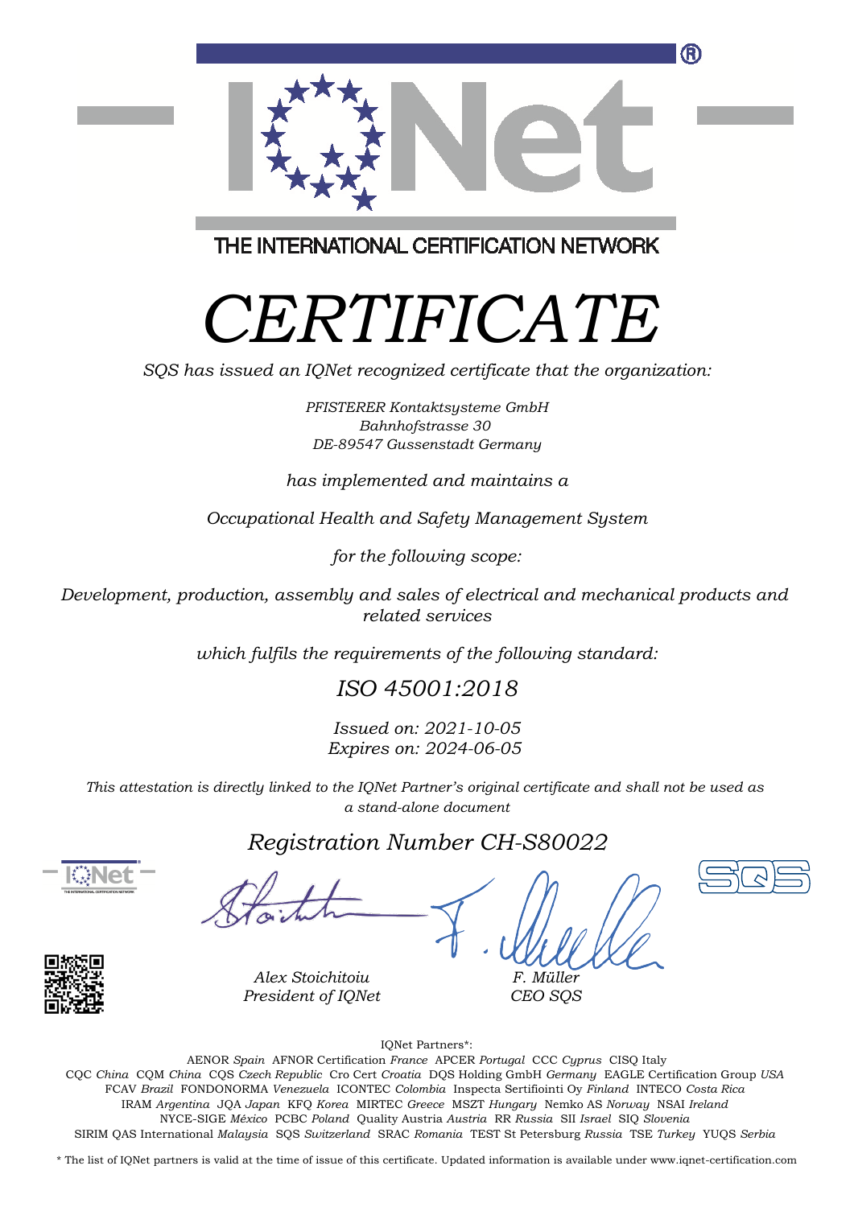THE INTERNATIONAL CERTIFICATION NETWORK

# *CERTIFICATE*

*SQS has issued an IQNet recognized certificate that the organization:*

*PFISTERER Kontaktsysteme GmbH*
*Bahnhofstrasse 30*
*DE-89547 Gussenstadt Germany*

*has implemented and maintains a*

*Occupational Health and Safety Management System*

*for the following scope:*

*Development, production, assembly and sales of electrical and mechanical products and related services*

*which fulfils the requirements of the following standard:*

## *ISO 45001:2018*

*Issued on: 2021-10-05*
*Expires on: 2024-06-05*

*This attestation is directly linked to the IQNet Partner's original certificate and shall not be used as a stand-alone document*

## *Registration Number CH-S80022*

*Alex Stoichitoiu*
*President of IQNet*

*F. Müller*
*CEO SQS*

IQNet Partners*:

AENOR *Spain* AFNOR Certification *France* APCER *Portugal* CCC *Cyprus* CISQ Italy
CQC *China* CQM *China* CQS *Czech Republic* Cro Cert *Croatia* DQS Holding GmbH *Germany* EAGLE Certification Group *USA*
FCAV *Brazil* FONDONORMA *Venezuela* ICONTEC *Colombia* Inspecta Sertifiointi Oy *Finland* INTECO *Costa Rica*
IRAM *Argentina* JQA *Japan* KFQ *Korea* MIRTEC *Greece* MSZT *Hungary* Nemko AS *Norway* NSAI *Ireland*
NYCE-SIGE *México* PCBC *Poland* Quality Austria *Austria* RR *Russia* SII *Israel* SIQ *Slovenia*
SIRIM QAS International *Malaysia* SQS *Switzerland* SRAC *Romania* TEST St Petersburg *Russia* TSE *Turkey* YUQS *Serbia*

* The list of IQNet partners is valid at the time of issue of this certificate. Updated information is available under www.iqnet-certification.com